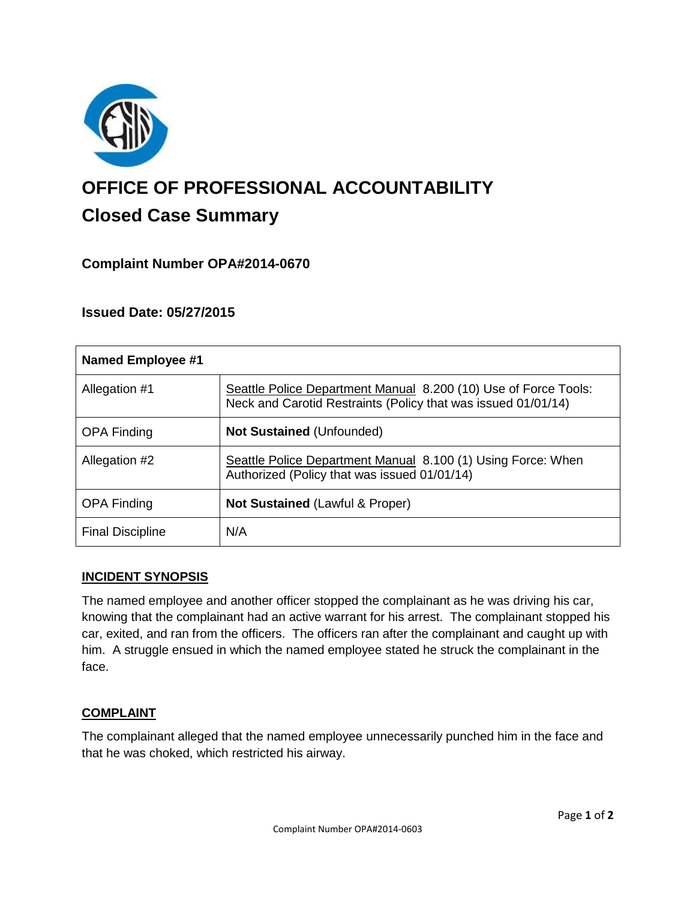# OFFICE OF PROFESSIONAL ACCOUNTABILITY

## Closed Case Summary

### Complaint Number OPA#2014-0670

### Issued Date: 05/27/2015

| Named Employee #1 | |
| --- | --- |
| Allegation #1 | Seattle Police Department Manual 8.200 (10) Use of Force Tools: Neck and Carotid Restraints (Policy that was issued 01/01/14) |
| OPA Finding | **Not Sustained** (Unfounded) |
| Allegation #2 | Seattle Police Department Manual 8.100 (1) Using Force: When Authorized (Policy that was issued 01/01/14) |
| OPA Finding | **Not Sustained** (Lawful & Proper) |
| Final Discipline | N/A |

## INCIDENT SYNOPSIS

The named employee and another officer stopped the complainant as he was driving his car, knowing that the complainant had an active warrant for his arrest. The complainant stopped his car, exited, and ran from the officers. The officers ran after the complainant and caught up with him. A struggle ensued in which the named employee stated he struck the complainant in the face.

## COMPLAINT

The complainant alleged that the named employee unnecessarily punched him in the face and that he was choked, which restricted his airway.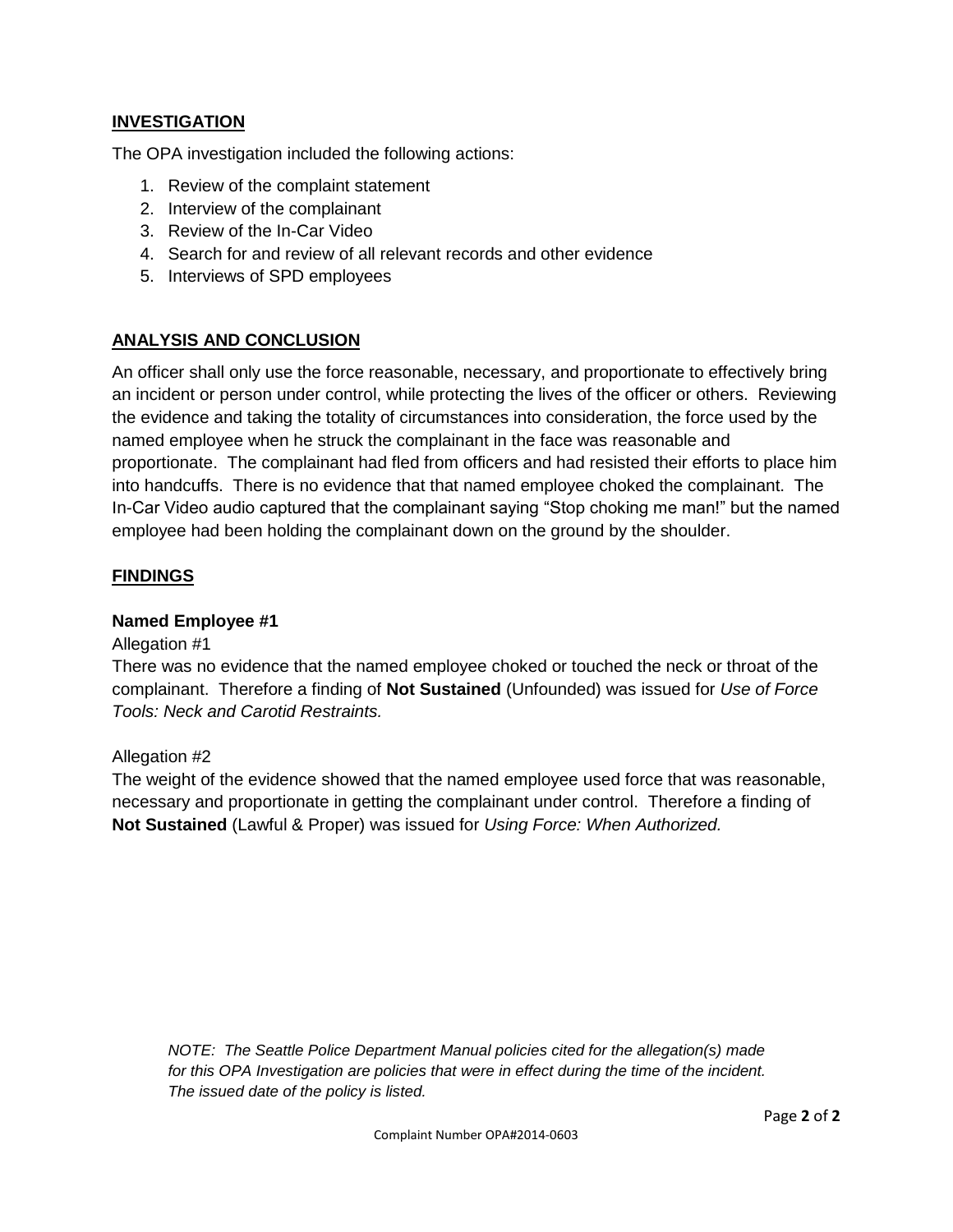## INVESTIGATION

The OPA investigation included the following actions:

1. Review of the complaint statement
2. Interview of the complainant
3. Review of the In-Car Video
4. Search for and review of all relevant records and other evidence
5. Interviews of SPD employees

## ANALYSIS AND CONCLUSION

An officer shall only use the force reasonable, necessary, and proportionate to effectively bring an incident or person under control, while protecting the lives of the officer or others. Reviewing the evidence and taking the totality of circumstances into consideration, the force used by the named employee when he struck the complainant in the face was reasonable and proportionate. The complainant had fled from officers and had resisted their efforts to place him into handcuffs. There is no evidence that that named employee choked the complainant. The In-Car Video audio captured that the complainant saying "Stop choking me man!" but the named employee had been holding the complainant down on the ground by the shoulder.

## FINDINGS

**Named Employee #1**

Allegation #1

There was no evidence that the named employee choked or touched the neck or throat of the complainant. Therefore a finding of **Not Sustained** (Unfounded) was issued for *Use of Force Tools: Neck and Carotid Restraints.*

Allegation #2

The weight of the evidence showed that the named employee used force that was reasonable, necessary and proportionate in getting the complainant under control. Therefore a finding of **Not Sustained** (Lawful & Proper) was issued for *Using Force: When Authorized*.

*NOTE: The Seattle Police Department Manual policies cited for the allegation(s) made for this OPA Investigation are policies that were in effect during the time of the incident. The issued date of the policy is listed.*

Complaint Number OPA#2014-0603